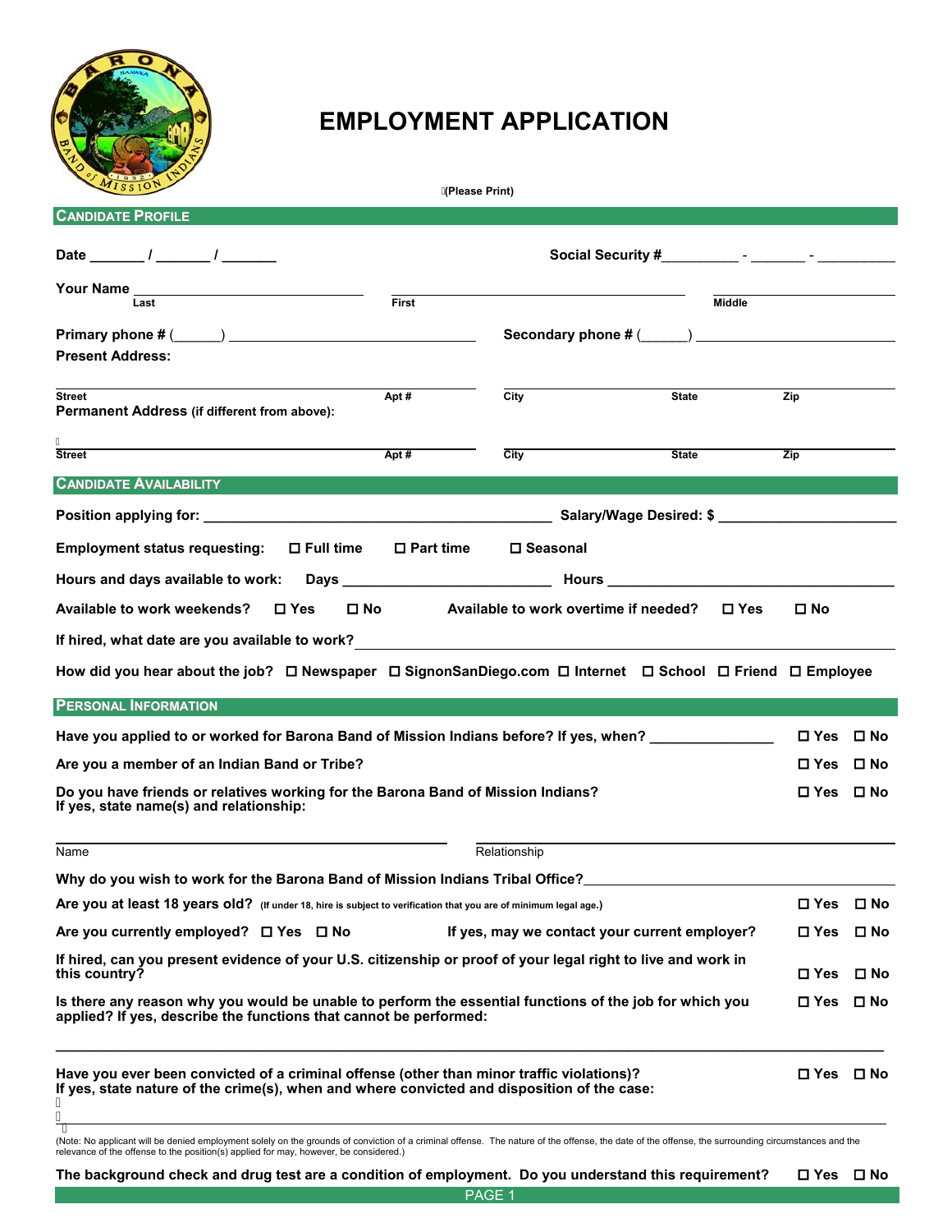# EMPLOYMENT APPLICATION

(Please Print)

## CANDIDATE PROFILE

**Date** _______ / _______ / _______ **Social Security #**_________ - _______ - _________

**Your Name** ______________________ ______________________ ______________________
Last First Middle

**Primary phone #** (______) ______________________ **Secondary phone #** (______) ______________________

**Present Address:**

______________________ ______________________
Street Apt # City State Zip

**Permanent Address** (if different from above):

______________________ ______________________
Street Apt # City State Zip

## CANDIDATE AVAILABILITY

**Position applying for:** ______________________ **Salary/Wage Desired: $** ______________________

**Employment status requesting:** ☐ Full time ☐ Part time ☐ Seasonal

**Hours and days available to work:** Days ______________________ Hours ______________________

**Available to work weekends?** ☐ Yes ☐ No **Available to work overtime if needed?** ☐ Yes ☐ No

**If hired, what date are you available to work?** ______________________

**How did you hear about the job?** ☐ Newspaper ☐ SignonSanDiego.com ☐ Internet ☐ School ☐ Friend ☐ Employee

## PERSONAL INFORMATION

**Have you applied to or worked for Barona Band of Mission Indians before? If yes, when?** ______________ ☐ Yes ☐ No

**Are you a member of an Indian Band or Tribe?** ☐ Yes ☐ No

**Do you have friends or relatives working for the Barona Band of Mission Indians?** ☐ Yes ☐ No
**If yes, state name(s) and relationship:**

______________________ ______________________
Name Relationship

**Why do you wish to work for the Barona Band of Mission Indians Tribal Office?** ______________________

**Are you at least 18 years old?** (If under 18, hire is subject to verification that you are of minimum legal age.) ☐ Yes ☐ No

**Are you currently employed?** ☐ Yes ☐ No **If yes, may we contact your current employer?** ☐ Yes ☐ No

**If hired, can you present evidence of your U.S. citizenship or proof of your legal right to live and work in this country?** ☐ Yes ☐ No

**Is there any reason why you would be unable to perform the essential functions of the job for which you applied? If yes, describe the functions that cannot be performed:** ☐ Yes ☐ No

______________________________________________________________________

**Have you ever been convicted of a criminal offense (other than minor traffic violations)?** ☐ Yes ☐ No
**If yes, state nature of the crime(s), when and where convicted and disposition of the case:**

______________________________________________________________________

(Note: No applicant will be denied employment solely on the grounds of conviction of a criminal offense. The nature of the offense, the date of the offense, the surrounding circumstances and the relevance of the offense to the position(s) applied for may, however, be considered.)

**The background check and drug test are a condition of employment. Do you understand this requirement?** ☐ Yes ☐ No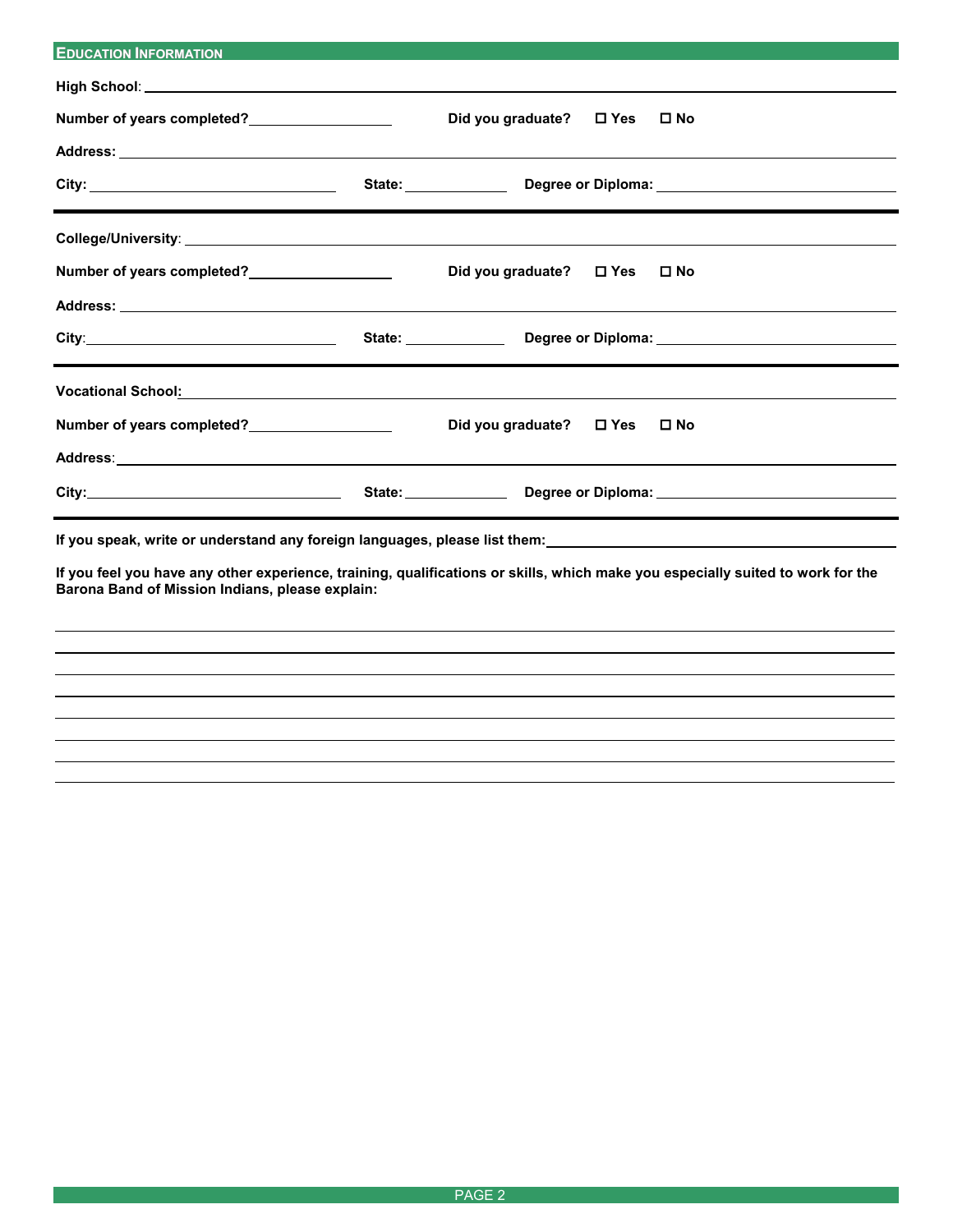## Education Information

**High School**: ______________________________________________

**Number of years completed?** __________________ **Did you graduate?** ☐ **Yes** ☐ **No**

**Address:** ______________________________________________

**City:** ______________________ **State:** __________ **Degree or Diploma:** ______________________

---

**College/University**: ______________________________________________

**Number of years completed?** __________________ **Did you graduate?** ☐ **Yes** ☐ **No**

**Address:** ______________________________________________

**City**: ______________________ **State:** __________ **Degree or Diploma:** ______________________

---

**Vocational School:** ______________________________________________

**Number of years completed?** __________________ **Did you graduate?** ☐ **Yes** ☐ **No**

**Address**: ______________________________________________

**City:** ______________________ **State:** __________ **Degree or Diploma:** ______________________

---

**If you speak, write or understand any foreign languages, please list them:** ______________________

**If you feel you have any other experience, training, qualifications or skills, which make you especially suited to work for the Barona Band of Mission Indians, please explain:**

______________________________________________

______________________________________________

______________________________________________

______________________________________________

______________________________________________

______________________________________________

______________________________________________

______________________________________________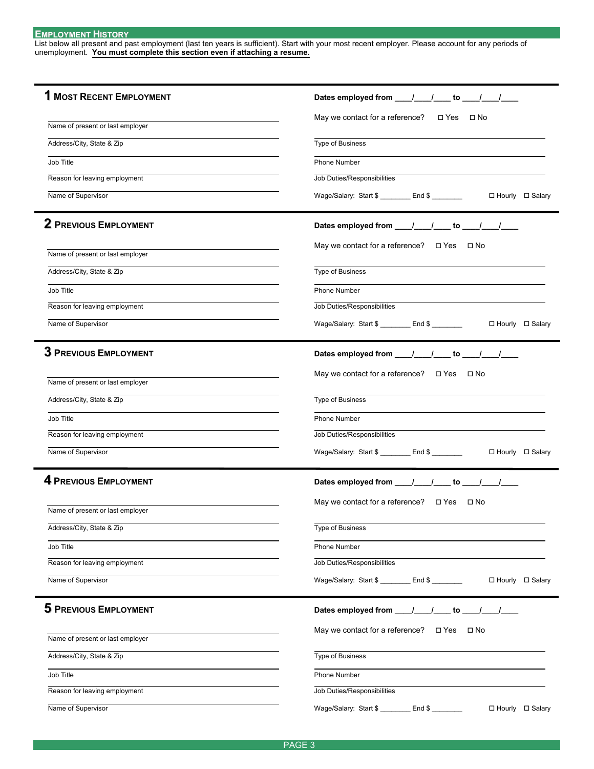## Employment History

List below all present and past employment (last ten years is sufficient). Start with your most recent employer. Please account for any periods of unemployment. **You must complete this section even if attaching a resume.**

### 1 Most Recent Employment

**Dates employed from \_\_\_\_/\_\_\_\_/\_\_\_\_ to \_\_\_\_/\_\_\_\_/\_\_\_\_**

May we contact for a reference? ☐ Yes ☐ No

Name of present or last employer

Address/City, State & Zip

Type of Business

Job Title

Phone Number

Reason for leaving employment

Job Duties/Responsibilities

Name of Supervisor

Wage/Salary: Start $ \_\_\_\_\_\_\_\_ End $ \_\_\_\_\_\_\_\_ ☐ Hourly ☐ Salary

### 2 Previous Employment

**Dates employed from \_\_\_\_/\_\_\_\_/\_\_\_\_ to \_\_\_\_/\_\_\_\_/\_\_\_\_**

May we contact for a reference? ☐ Yes ☐ No

Name of present or last employer

Address/City, State & Zip

Type of Business

Job Title

Phone Number

Reason for leaving employment

Job Duties/Responsibilities

Name of Supervisor

Wage/Salary: Start $ \_\_\_\_\_\_\_\_ End $ \_\_\_\_\_\_\_\_ ☐ Hourly ☐ Salary

### 3 Previous Employment

**Dates employed from \_\_\_\_/\_\_\_\_/\_\_\_\_ to \_\_\_\_/\_\_\_\_/\_\_\_\_**

May we contact for a reference? ☐ Yes ☐ No

Name of present or last employer

Address/City, State & Zip

Type of Business

Job Title

Phone Number

Reason for leaving employment

Job Duties/Responsibilities

Name of Supervisor

Wage/Salary: Start $ \_\_\_\_\_\_\_\_ End $ \_\_\_\_\_\_\_\_ ☐ Hourly ☐ Salary

### 4 Previous Employment

**Dates employed from \_\_\_\_/\_\_\_\_/\_\_\_\_ to \_\_\_\_/\_\_\_\_/\_\_\_\_**

May we contact for a reference? ☐ Yes ☐ No

Name of present or last employer

Address/City, State & Zip

Type of Business

Job Title

Phone Number

Reason for leaving employment

Job Duties/Responsibilities

Name of Supervisor

Wage/Salary: Start $ \_\_\_\_\_\_\_\_ End $ \_\_\_\_\_\_\_\_ ☐ Hourly ☐ Salary

### 5 Previous Employment

**Dates employed from \_\_\_\_/\_\_\_\_/\_\_\_\_ to \_\_\_\_/\_\_\_\_/\_\_\_\_**

May we contact for a reference? ☐ Yes ☐ No

Name of present or last employer

Address/City, State & Zip

Type of Business

Job Title

Phone Number

Reason for leaving employment

Job Duties/Responsibilities

Name of Supervisor

Wage/Salary: Start $ \_\_\_\_\_\_\_\_ End $ \_\_\_\_\_\_\_\_ ☐ Hourly ☐ Salary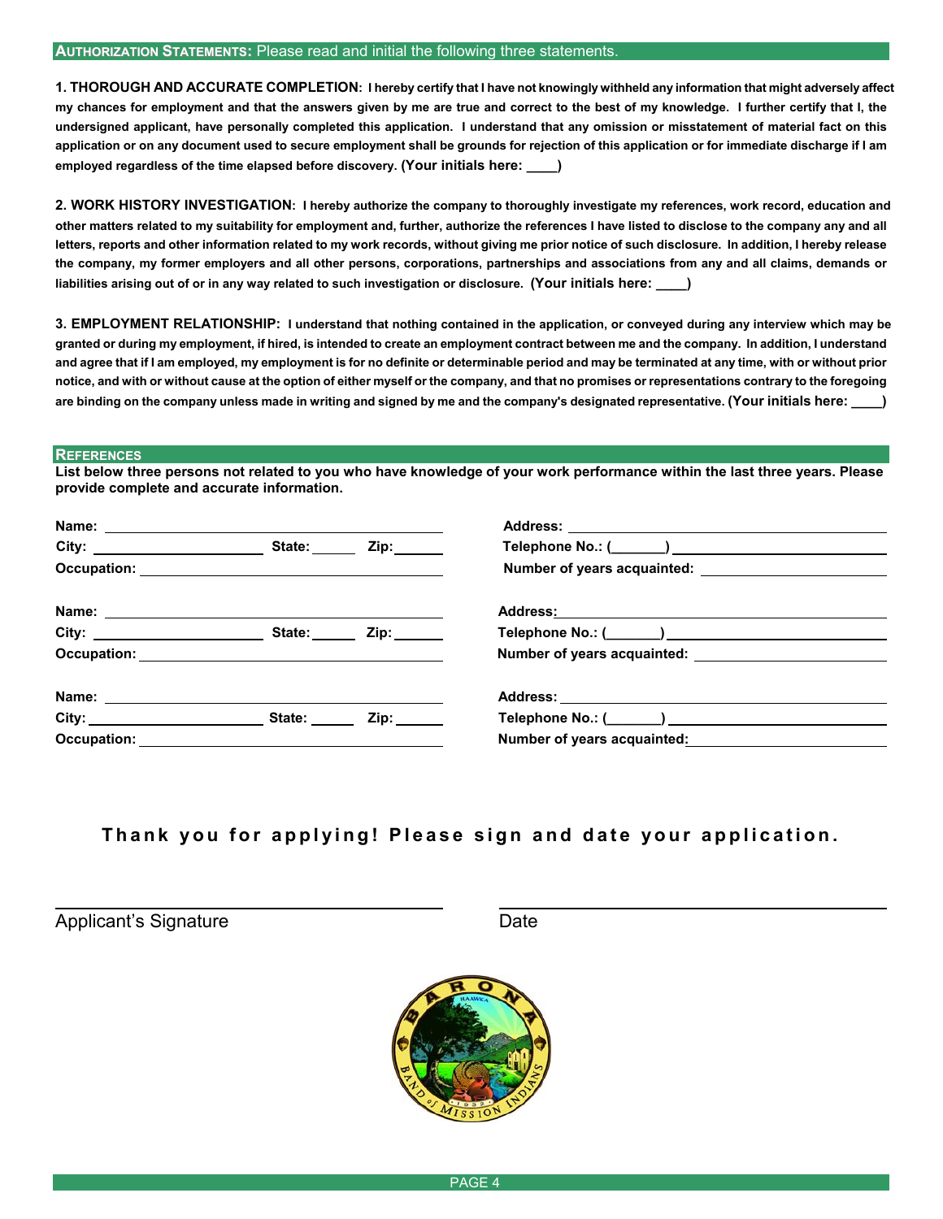## AUTHORIZATION STATEMENTS: Please read and initial the following three statements.

**1. THOROUGH AND ACCURATE COMPLETION: I hereby certify that I have not knowingly withheld any information that might adversely affect my chances for employment and that the answers given by me are true and correct to the best of my knowledge. I further certify that I, the undersigned applicant, have personally completed this application. I understand that any omission or misstatement of material fact on this application or on any document used to secure employment shall be grounds for rejection of this application or for immediate discharge if I am employed regardless of the time elapsed before discovery. (Your initials here: ____)**

**2. WORK HISTORY INVESTIGATION: I hereby authorize the company to thoroughly investigate my references, work record, education and other matters related to my suitability for employment and, further, authorize the references I have listed to disclose to the company any and all letters, reports and other information related to my work records, without giving me prior notice of such disclosure. In addition, I hereby release the company, my former employers and all other persons, corporations, partnerships and associations from any and all claims, demands or liabilities arising out of or in any way related to such investigation or disclosure. (Your initials here: ____)**

**3. EMPLOYMENT RELATIONSHIP: I understand that nothing contained in the application, or conveyed during any interview which may be granted or during my employment, if hired, is intended to create an employment contract between me and the company. In addition, I understand and agree that if I am employed, my employment is for no definite or determinable period and may be terminated at any time, with or without prior notice, and with or without cause at the option of either myself or the company, and that no promises or representations contrary to the foregoing are binding on the company unless made in writing and signed by me and the company's designated representative. (Your initials here: ____)**

## REFERENCES

**List below three persons not related to you who have knowledge of your work performance within the last three years. Please provide complete and accurate information.**

**Name:** ______________________ **Address:** ______________________
**City:** ______________ **State:** _____ **Zip:** _____ **Telephone No.: (______)** ______________
**Occupation:** ______________________ **Number of years acquainted:** ______________

**Name:** ______________________ **Address:** ______________________
**City:** ______________ **State:** _____ **Zip:** _____ **Telephone No.: (______)** ______________
**Occupation:** ______________________ **Number of years acquainted:** ______________

**Name:** ______________________ **Address:** ______________________
**City:** ______________ **State:** _____ **Zip:** _____ **Telephone No.: (______)** ______________
**Occupation:** ______________________ **Number of years acquainted:** ______________

**Thank you for applying! Please sign and date your application.**

______________________ ______________________
Applicant's Signature Date